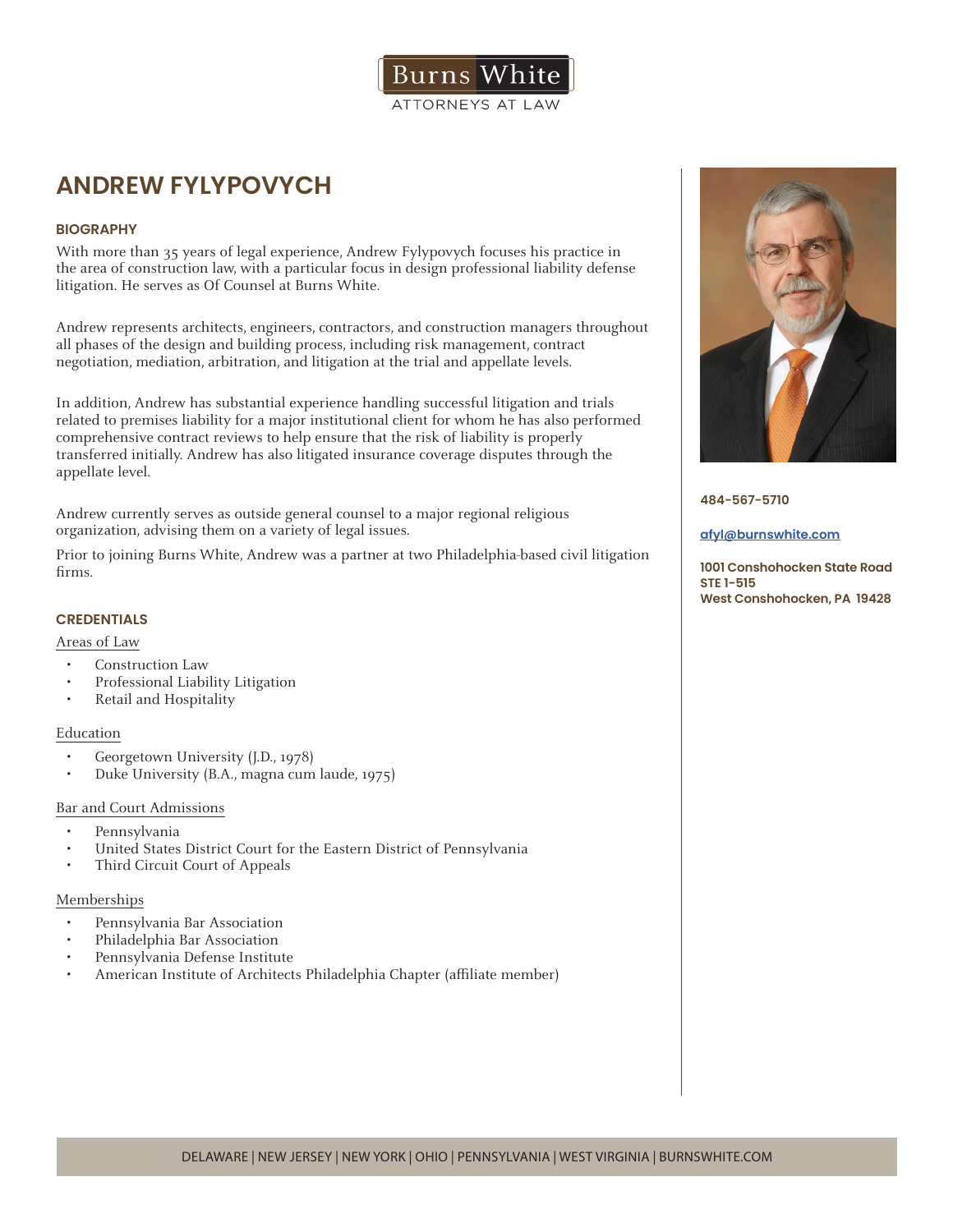Burns White
ATTORNEYS AT LAW

# ANDREW FYLYPOVYCH

484-567-5710

[afyl@burnswhite.com](mailto:afyl@burnswhite.com)

**1001 Conshohocken State Road**
**STE 1-515**
**West Conshohocken, PA 19428**

## BIOGRAPHY

With more than 35 years of legal experience, Andrew Fylypovych focuses his practice in the area of construction law, with a particular focus in design professional liability defense litigation. He serves as Of Counsel at Burns White.

Andrew represents architects, engineers, contractors, and construction managers throughout all phases of the design and building process, including risk management, contract negotiation, mediation, arbitration, and litigation at the trial and appellate levels.

In addition, Andrew has substantial experience handling successful litigation and trials related to premises liability for a major institutional client for whom he has also performed comprehensive contract reviews to help ensure that the risk of liability is properly transferred initially. Andrew has also litigated insurance coverage disputes through the appellate level.

Andrew currently serves as outside general counsel to a major regional religious organization, advising them on a variety of legal issues.

Prior to joining Burns White, Andrew was a partner at two Philadelphia-based civil litigation firms.

## CREDENTIALS

### Areas of Law

- Construction Law
- Professional Liability Litigation
- Retail and Hospitality

### Education

- Georgetown University (J.D., 1978)
- Duke University (B.A., magna cum laude, 1975)

### Bar and Court Admissions

- Pennsylvania
- United States District Court for the Eastern District of Pennsylvania
- Third Circuit Court of Appeals

### Memberships

- Pennsylvania Bar Association
- Philadelphia Bar Association
- Pennsylvania Defense Institute
- American Institute of Architects Philadelphia Chapter (affiliate member)

DELAWARE | NEW JERSEY | NEW YORK | OHIO | PENNSYLVANIA | WEST VIRGINIA | BURNSWHITE.COM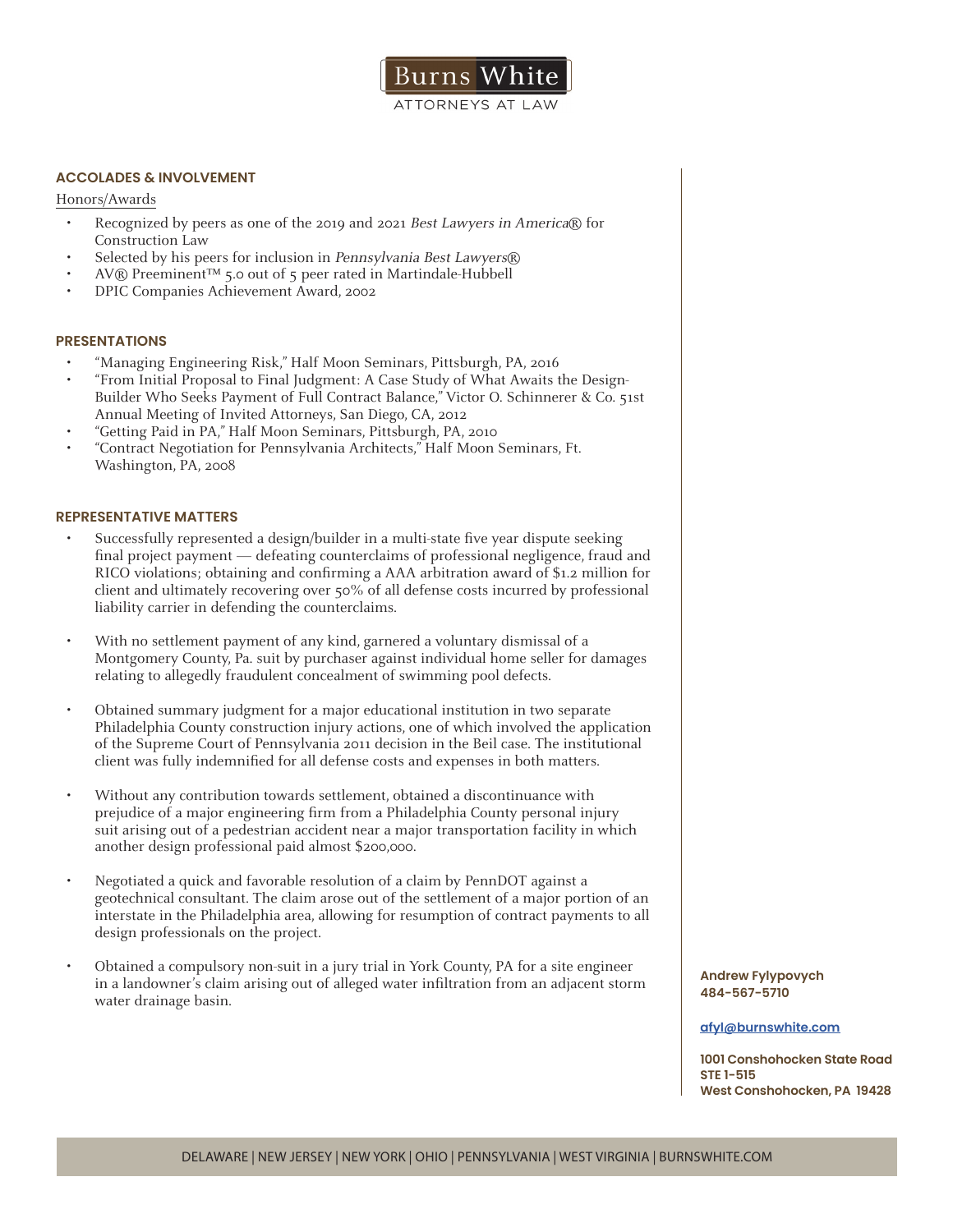## ACCOLADES & INVOLVEMENT

Honors/Awards

- Recognized by peers as one of the 2019 and 2021 *Best Lawyers in America*® for Construction Law
- Selected by his peers for inclusion in *Pennsylvania Best Lawyers*®
- AV® Preeminent™ 5.0 out of 5 peer rated in Martindale-Hubbell
- DPIC Companies Achievement Award, 2002

## PRESENTATIONS

- "Managing Engineering Risk," Half Moon Seminars, Pittsburgh, PA, 2016
- "From Initial Proposal to Final Judgment: A Case Study of What Awaits the Design-Builder Who Seeks Payment of Full Contract Balance," Victor O. Schinnerer & Co. 51st Annual Meeting of Invited Attorneys, San Diego, CA, 2012
- "Getting Paid in PA," Half Moon Seminars, Pittsburgh, PA, 2010
- "Contract Negotiation for Pennsylvania Architects," Half Moon Seminars, Ft. Washington, PA, 2008

## REPRESENTATIVE MATTERS

- Successfully represented a design/builder in a multi-state five year dispute seeking final project payment — defeating counterclaims of professional negligence, fraud and RICO violations; obtaining and confirming a AAA arbitration award of $1.2 million for client and ultimately recovering over 50% of all defense costs incurred by professional liability carrier in defending the counterclaims.

- With no settlement payment of any kind, garnered a voluntary dismissal of a Montgomery County, Pa. suit by purchaser against individual home seller for damages relating to allegedly fraudulent concealment of swimming pool defects.

- Obtained summary judgment for a major educational institution in two separate Philadelphia County construction injury actions, one of which involved the application of the Supreme Court of Pennsylvania 2011 decision in the Beil case. The institutional client was fully indemnified for all defense costs and expenses in both matters.

- Without any contribution towards settlement, obtained a discontinuance with prejudice of a major engineering firm from a Philadelphia County personal injury suit arising out of a pedestrian accident near a major transportation facility in which another design professional paid almost $200,000.

- Negotiated a quick and favorable resolution of a claim by PennDOT against a geotechnical consultant. The claim arose out of the settlement of a major portion of an interstate in the Philadelphia area, allowing for resumption of contract payments to all design professionals on the project.

- Obtained a compulsory non-suit in a jury trial in York County, PA for a site engineer in a landowner's claim arising out of alleged water infiltration from an adjacent storm water drainage basin.

**Andrew Fylypovych**
**484-567-5710**

**afyl@burnswhite.com**

**1001 Conshohocken State Road**
**STE 1-515**
**West Conshohocken, PA 19428**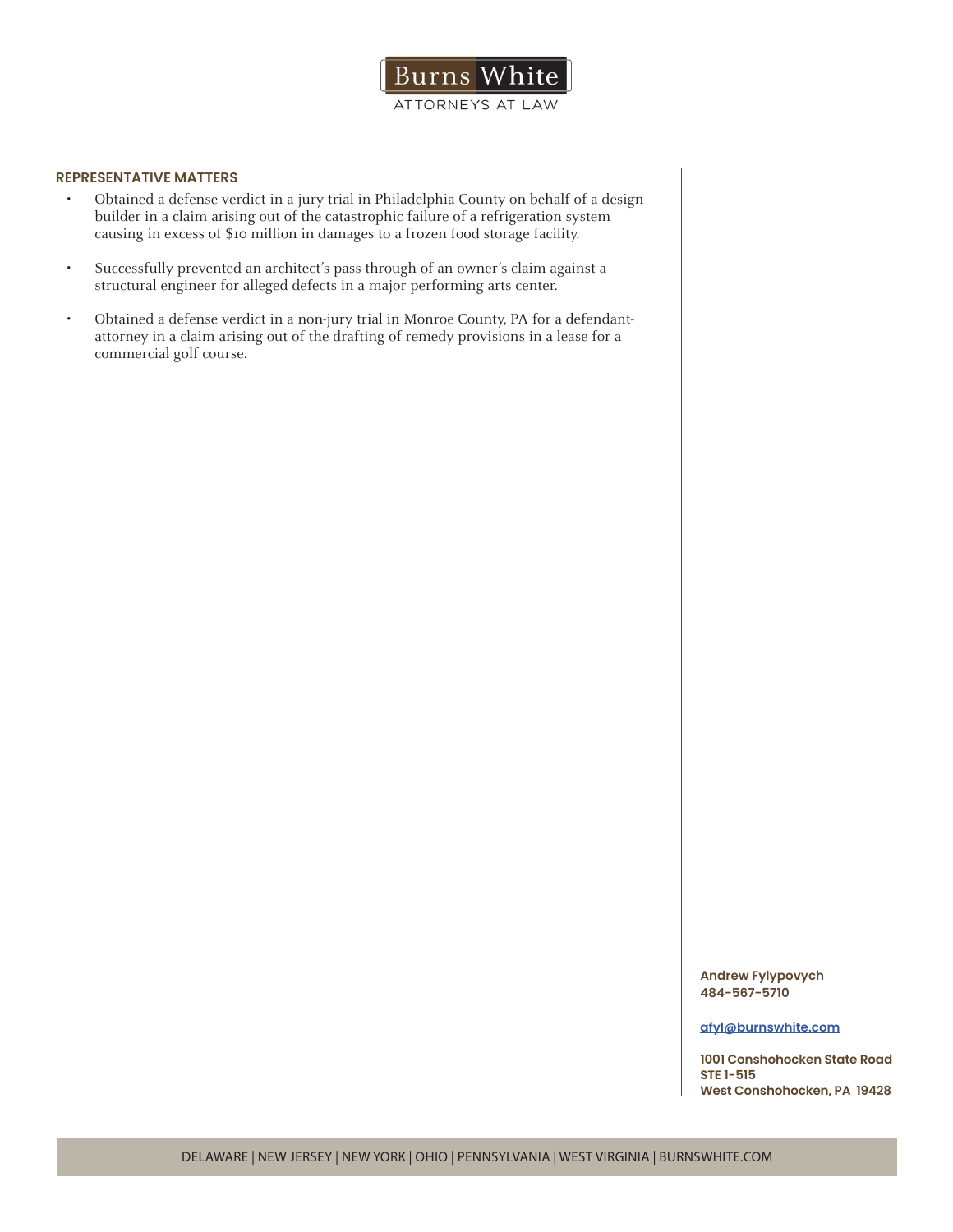## REPRESENTATIVE MATTERS

- Obtained a defense verdict in a jury trial in Philadelphia County on behalf of a design builder in a claim arising out of the catastrophic failure of a refrigeration system causing in excess of $10 million in damages to a frozen food storage facility.
- Successfully prevented an architect's pass-through of an owner's claim against a structural engineer for alleged defects in a major performing arts center.
- Obtained a defense verdict in a non-jury trial in Monroe County, PA for a defendant-attorney in a claim arising out of the drafting of remedy provisions in a lease for a commercial golf course.

**Andrew Fylypovych**
**484-567-5710**

**afyl@burnswhite.com**

**1001 Conshohocken State Road**
**STE 1-515**
**West Conshohocken, PA 19428**